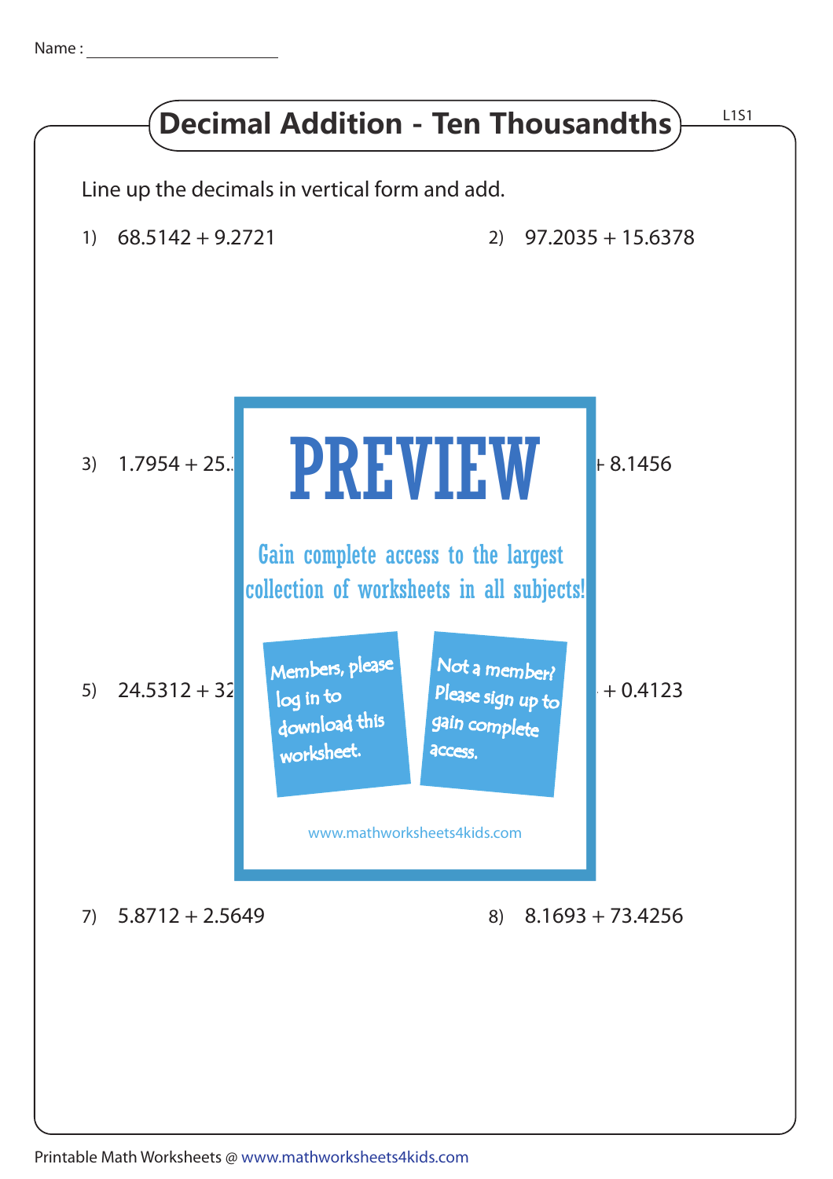Name : ____________________

# Decimal Addition - Ten Thousandths

L1S1

Line up the decimals in vertical form and add.

1) 68.5142 + 9.2721

2) 97.2035 + 15.6378

3) 1.7954 + 25.

+ 8.1456

PREVIEW

Gain complete access to the largest collection of worksheets in all subjects!

Members, please log in to download this worksheet.

Not a member? Please sign up to gain complete access.

www.mathworksheets4kids.com

5) 24.5312 + 32

+ 0.4123

7) 5.8712 + 2.5649

8) 8.1693 + 73.4256

Printable Math Worksheets @ www.mathworksheets4kids.com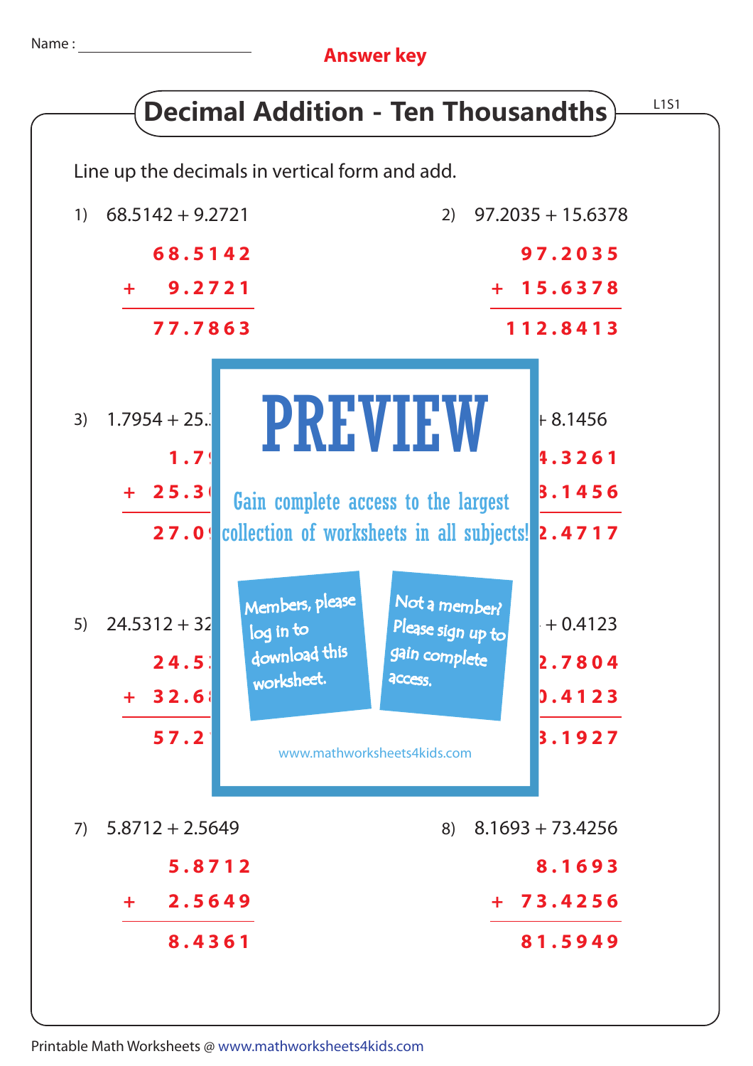Name : ______________________

**Answer key**

# Decimal Addition - Ten Thousandths

L1S1

Line up the decimals in vertical form and add.

1) 68.5142 + 9.2721

```
  68.5142
+  9.2721
---------
  77.7863
```

2) 97.2035 + 15.6378

```
   97.2035
+  15.6378
----------
  112.8413
```

3) 1.7954 + 25.3

```
   1.7
+ 25.3
------
  27.0
```

4) + 8.1456

```
  4.3261
  8.1456
--------
  2.4717
```

PREVIEW

Gain complete access to the largest collection of worksheets in all subjects!

Members, please log in to download this worksheet.

Not a member? Please sign up to gain complete access.

www.mathworksheets4kids.com

5) 24.5312 + 32

```
  24.5
+ 32.6
------
  57.2
```

6) + 0.4123

```
  2.7804
  0.4123
--------
  3.1927
```

7) 5.8712 + 2.5649

```
  5.8712
+ 2.5649
--------
  8.4361
```

8) 8.1693 + 73.4256

```
   8.1693
+ 73.4256
---------
  81.5949
```